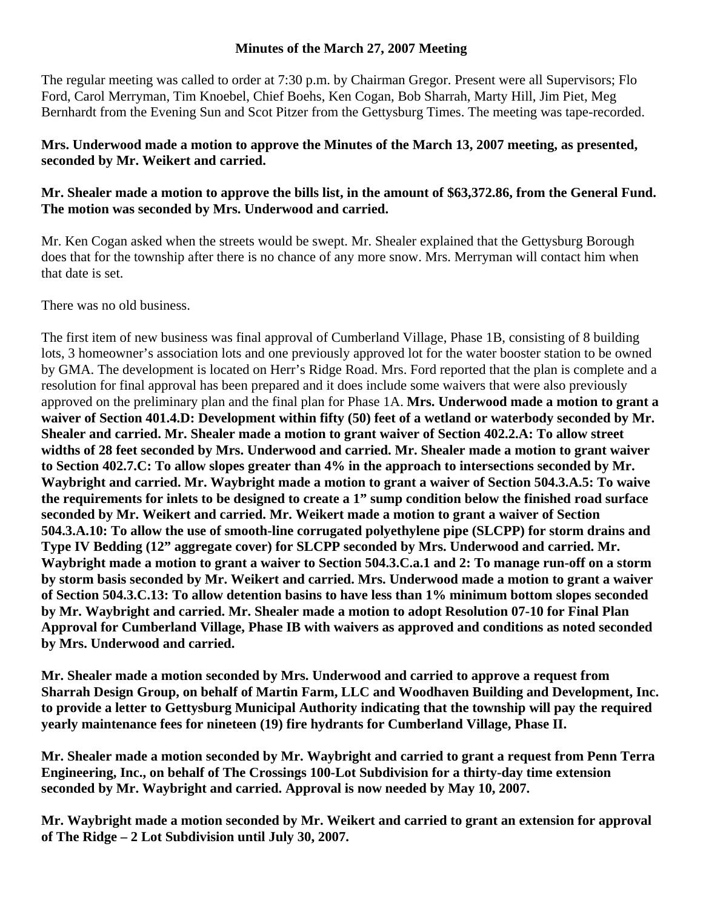**Minutes of the March 27, 2007 Meeting**

The regular meeting was called to order at 7:30 p.m. by Chairman Gregor. Present were all Supervisors; Flo Ford, Carol Merryman, Tim Knoebel, Chief Boehs, Ken Cogan, Bob Sharrah, Marty Hill, Jim Piet, Meg Bernhardt from the Evening Sun and Scot Pitzer from the Gettysburg Times. The meeting was tape-recorded.

**Mrs. Underwood made a motion to approve the Minutes of the March 13, 2007 meeting, as presented, seconded by Mr. Weikert and carried.**

**Mr. Shealer made a motion to approve the bills list, in the amount of $63,372.86, from the General Fund. The motion was seconded by Mrs. Underwood and carried.**

Mr. Ken Cogan asked when the streets would be swept. Mr. Shealer explained that the Gettysburg Borough does that for the township after there is no chance of any more snow. Mrs. Merryman will contact him when that date is set.

There was no old business.

The first item of new business was final approval of Cumberland Village, Phase 1B, consisting of 8 building lots, 3 homeowner's association lots and one previously approved lot for the water booster station to be owned by GMA. The development is located on Herr's Ridge Road. Mrs. Ford reported that the plan is complete and a resolution for final approval has been prepared and it does include some waivers that were also previously approved on the preliminary plan and the final plan for Phase 1A. **Mrs. Underwood made a motion to grant a waiver of Section 401.4.D: Development within fifty (50) feet of a wetland or waterbody seconded by Mr. Shealer and carried. Mr. Shealer made a motion to grant waiver of Section 402.2.A: To allow street widths of 28 feet seconded by Mrs. Underwood and carried. Mr. Shealer made a motion to grant waiver to Section 402.7.C: To allow slopes greater than 4% in the approach to intersections seconded by Mr. Waybright and carried. Mr. Waybright made a motion to grant a waiver of Section 504.3.A.5: To waive the requirements for inlets to be designed to create a 1" sump condition below the finished road surface seconded by Mr. Weikert and carried. Mr. Weikert made a motion to grant a waiver of Section 504.3.A.10: To allow the use of smooth-line corrugated polyethylene pipe (SLCPP) for storm drains and Type IV Bedding (12" aggregate cover) for SLCPP seconded by Mrs. Underwood and carried. Mr. Waybright made a motion to grant a waiver to Section 504.3.C.a.1 and 2: To manage run-off on a storm by storm basis seconded by Mr. Weikert and carried. Mrs. Underwood made a motion to grant a waiver of Section 504.3.C.13: To allow detention basins to have less than 1% minimum bottom slopes seconded by Mr. Waybright and carried. Mr. Shealer made a motion to adopt Resolution 07-10 for Final Plan Approval for Cumberland Village, Phase IB with waivers as approved and conditions as noted seconded by Mrs. Underwood and carried.**

**Mr. Shealer made a motion seconded by Mrs. Underwood and carried to approve a request from Sharrah Design Group, on behalf of Martin Farm, LLC and Woodhaven Building and Development, Inc. to provide a letter to Gettysburg Municipal Authority indicating that the township will pay the required yearly maintenance fees for nineteen (19) fire hydrants for Cumberland Village, Phase II.**

**Mr. Shealer made a motion seconded by Mr. Waybright and carried to grant a request from Penn Terra Engineering, Inc., on behalf of The Crossings 100-Lot Subdivision for a thirty-day time extension seconded by Mr. Waybright and carried. Approval is now needed by May 10, 2007.**

**Mr. Waybright made a motion seconded by Mr. Weikert and carried to grant an extension for approval of The Ridge – 2 Lot Subdivision until July 30, 2007.**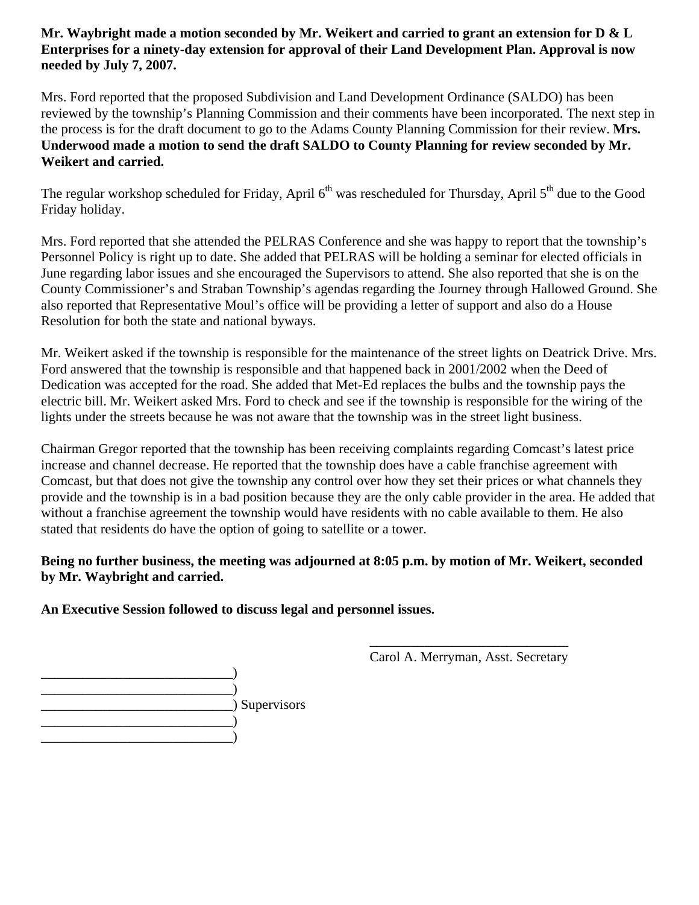**Mr. Waybright made a motion seconded by Mr. Weikert and carried to grant an extension for D & L Enterprises for a ninety-day extension for approval of their Land Development Plan. Approval is now needed by July 7, 2007.**

Mrs. Ford reported that the proposed Subdivision and Land Development Ordinance (SALDO) has been reviewed by the township's Planning Commission and their comments have been incorporated. The next step in the process is for the draft document to go to the Adams County Planning Commission for their review. **Mrs. Underwood made a motion to send the draft SALDO to County Planning for review seconded by Mr. Weikert and carried.**

The regular workshop scheduled for Friday, April 6th was rescheduled for Thursday, April 5th due to the Good Friday holiday.

Mrs. Ford reported that she attended the PELRAS Conference and she was happy to report that the township's Personnel Policy is right up to date. She added that PELRAS will be holding a seminar for elected officials in June regarding labor issues and she encouraged the Supervisors to attend. She also reported that she is on the County Commissioner's and Straban Township's agendas regarding the Journey through Hallowed Ground. She also reported that Representative Moul's office will be providing a letter of support and also do a House Resolution for both the state and national byways.

Mr. Weikert asked if the township is responsible for the maintenance of the street lights on Deatrick Drive. Mrs. Ford answered that the township is responsible and that happened back in 2001/2002 when the Deed of Dedication was accepted for the road. She added that Met-Ed replaces the bulbs and the township pays the electric bill. Mr. Weikert asked Mrs. Ford to check and see if the township is responsible for the wiring of the lights under the streets because he was not aware that the township was in the street light business.

Chairman Gregor reported that the township has been receiving complaints regarding Comcast's latest price increase and channel decrease. He reported that the township does have a cable franchise agreement with Comcast, but that does not give the township any control over how they set their prices or what channels they provide and the township is in a bad position because they are the only cable provider in the area. He added that without a franchise agreement the township would have residents with no cable available to them. He also stated that residents do have the option of going to satellite or a tower.

**Being no further business, the meeting was adjourned at 8:05 p.m. by motion of Mr. Weikert, seconded by Mr. Waybright and carried.**

**An Executive Session followed to discuss legal and personnel issues.**

\_\_\_\_\_\_\_\_\_\_\_\_\_\_\_\_\_\_\_\_\_\_\_\_\_\_\_\_\_\_
Carol A. Merryman, Asst. Secretary

\_\_\_\_\_\_\_\_\_\_\_\_\_\_\_\_\_\_\_\_\_\_\_\_\_\_\_\_)
\_\_\_\_\_\_\_\_\_\_\_\_\_\_\_\_\_\_\_\_\_\_\_\_\_\_\_\_)
\_\_\_\_\_\_\_\_\_\_\_\_\_\_\_\_\_\_\_\_\_\_\_\_\_\_\_\_) Supervisors
\_\_\_\_\_\_\_\_\_\_\_\_\_\_\_\_\_\_\_\_\_\_\_\_\_\_\_\_)
\_\_\_\_\_\_\_\_\_\_\_\_\_\_\_\_\_\_\_\_\_\_\_\_\_\_\_\_)